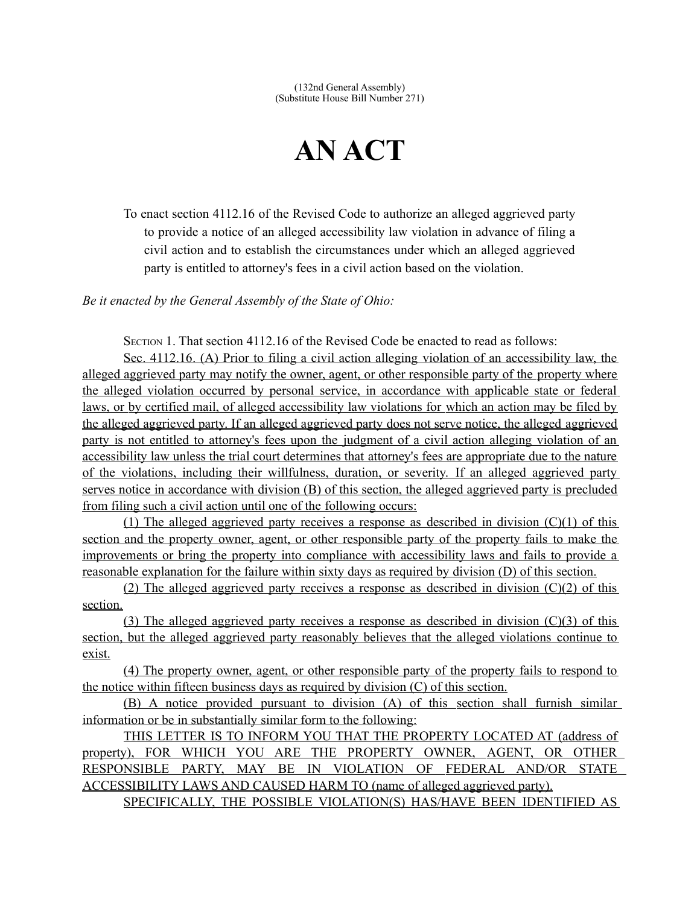(132nd General Assembly)
(Substitute House Bill Number 271)

# AN ACT

To enact section 4112.16 of the Revised Code to authorize an alleged aggrieved party to provide a notice of an alleged accessibility law violation in advance of filing a civil action and to establish the circumstances under which an alleged aggrieved party is entitled to attorney's fees in a civil action based on the violation.

*Be it enacted by the General Assembly of the State of Ohio:*

Section 1. That section 4112.16 of the Revised Code be enacted to read as follows:

Sec. 4112.16. (A) Prior to filing a civil action alleging violation of an accessibility law, the alleged aggrieved party may notify the owner, agent, or other responsible party of the property where the alleged violation occurred by personal service, in accordance with applicable state or federal laws, or by certified mail, of alleged accessibility law violations for which an action may be filed by the alleged aggrieved party. If an alleged aggrieved party does not serve notice, the alleged aggrieved party is not entitled to attorney's fees upon the judgment of a civil action alleging violation of an accessibility law unless the trial court determines that attorney's fees are appropriate due to the nature of the violations, including their willfulness, duration, or severity. If an alleged aggrieved party serves notice in accordance with division (B) of this section, the alleged aggrieved party is precluded from filing such a civil action until one of the following occurs:

(1) The alleged aggrieved party receives a response as described in division (C)(1) of this section and the property owner, agent, or other responsible party of the property fails to make the improvements or bring the property into compliance with accessibility laws and fails to provide a reasonable explanation for the failure within sixty days as required by division (D) of this section.

(2) The alleged aggrieved party receives a response as described in division (C)(2) of this section.

(3) The alleged aggrieved party receives a response as described in division (C)(3) of this section, but the alleged aggrieved party reasonably believes that the alleged violations continue to exist.

(4) The property owner, agent, or other responsible party of the property fails to respond to the notice within fifteen business days as required by division (C) of this section.

(B) A notice provided pursuant to division (A) of this section shall furnish similar information or be in substantially similar form to the following:

THIS LETTER IS TO INFORM YOU THAT THE PROPERTY LOCATED AT (address of property), FOR WHICH YOU ARE THE PROPERTY OWNER, AGENT, OR OTHER RESPONSIBLE PARTY, MAY BE IN VIOLATION OF FEDERAL AND/OR STATE ACCESSIBILITY LAWS AND CAUSED HARM TO (name of alleged aggrieved party).

SPECIFICALLY, THE POSSIBLE VIOLATION(S) HAS/HAVE BEEN IDENTIFIED AS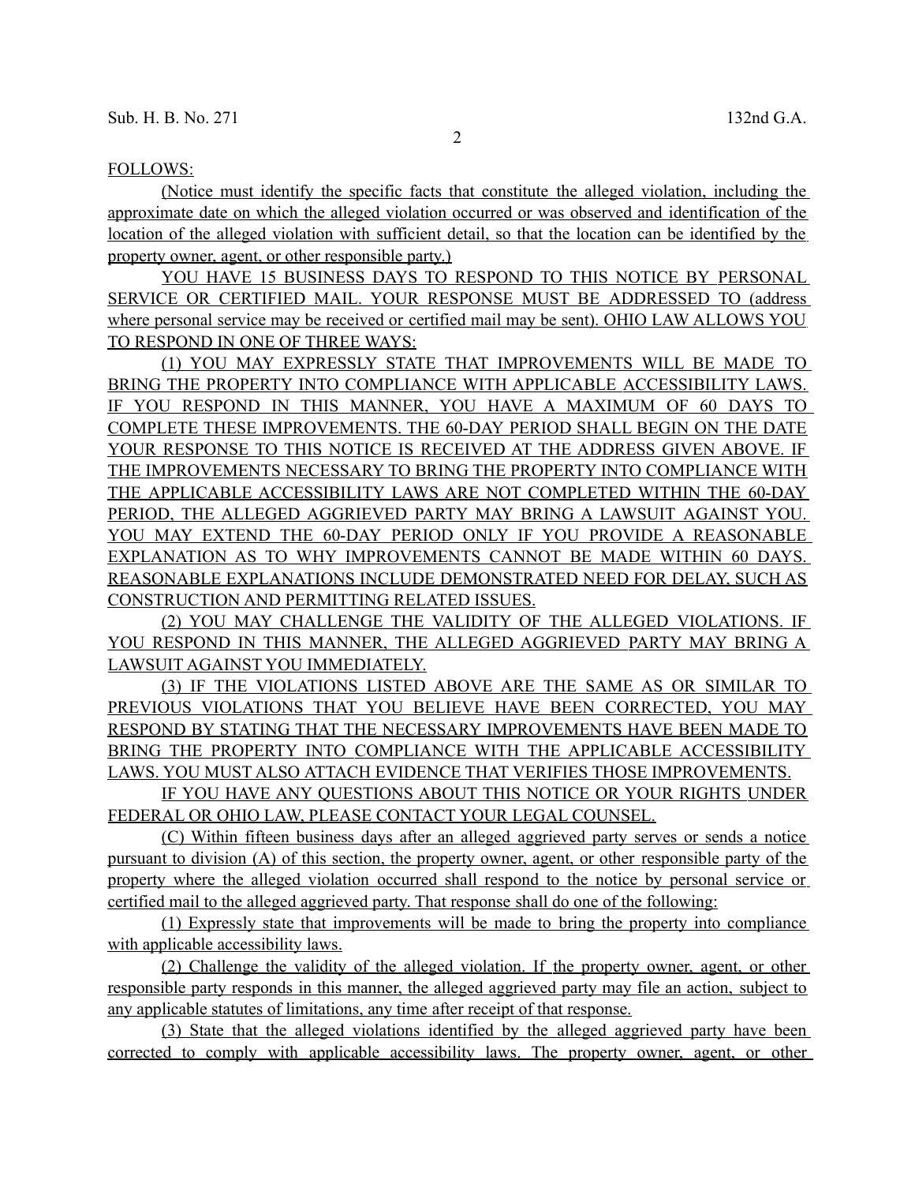FOLLOWS:

(Notice must identify the specific facts that constitute the alleged violation, including the approximate date on which the alleged violation occurred or was observed and identification of the location of the alleged violation with sufficient detail, so that the location can be identified by the property owner, agent, or other responsible party.)

YOU HAVE 15 BUSINESS DAYS TO RESPOND TO THIS NOTICE BY PERSONAL SERVICE OR CERTIFIED MAIL. YOUR RESPONSE MUST BE ADDRESSED TO (address where personal service may be received or certified mail may be sent). OHIO LAW ALLOWS YOU TO RESPOND IN ONE OF THREE WAYS:

(1) YOU MAY EXPRESSLY STATE THAT IMPROVEMENTS WILL BE MADE TO BRING THE PROPERTY INTO COMPLIANCE WITH APPLICABLE ACCESSIBILITY LAWS. IF YOU RESPOND IN THIS MANNER, YOU HAVE A MAXIMUM OF 60 DAYS TO COMPLETE THESE IMPROVEMENTS. THE 60-DAY PERIOD SHALL BEGIN ON THE DATE YOUR RESPONSE TO THIS NOTICE IS RECEIVED AT THE ADDRESS GIVEN ABOVE. IF THE IMPROVEMENTS NECESSARY TO BRING THE PROPERTY INTO COMPLIANCE WITH THE APPLICABLE ACCESSIBILITY LAWS ARE NOT COMPLETED WITHIN THE 60-DAY PERIOD, THE ALLEGED AGGRIEVED PARTY MAY BRING A LAWSUIT AGAINST YOU. YOU MAY EXTEND THE 60-DAY PERIOD ONLY IF YOU PROVIDE A REASONABLE EXPLANATION AS TO WHY IMPROVEMENTS CANNOT BE MADE WITHIN 60 DAYS. REASONABLE EXPLANATIONS INCLUDE DEMONSTRATED NEED FOR DELAY, SUCH AS CONSTRUCTION AND PERMITTING RELATED ISSUES.

(2) YOU MAY CHALLENGE THE VALIDITY OF THE ALLEGED VIOLATIONS. IF YOU RESPOND IN THIS MANNER, THE ALLEGED AGGRIEVED PARTY MAY BRING A LAWSUIT AGAINST YOU IMMEDIATELY.

(3) IF THE VIOLATIONS LISTED ABOVE ARE THE SAME AS OR SIMILAR TO PREVIOUS VIOLATIONS THAT YOU BELIEVE HAVE BEEN CORRECTED, YOU MAY RESPOND BY STATING THAT THE NECESSARY IMPROVEMENTS HAVE BEEN MADE TO BRING THE PROPERTY INTO COMPLIANCE WITH THE APPLICABLE ACCESSIBILITY LAWS. YOU MUST ALSO ATTACH EVIDENCE THAT VERIFIES THOSE IMPROVEMENTS.

IF YOU HAVE ANY QUESTIONS ABOUT THIS NOTICE OR YOUR RIGHTS UNDER FEDERAL OR OHIO LAW, PLEASE CONTACT YOUR LEGAL COUNSEL.

(C) Within fifteen business days after an alleged aggrieved party serves or sends a notice pursuant to division (A) of this section, the property owner, agent, or other responsible party of the property where the alleged violation occurred shall respond to the notice by personal service or certified mail to the alleged aggrieved party. That response shall do one of the following:

(1) Expressly state that improvements will be made to bring the property into compliance with applicable accessibility laws.

(2) Challenge the validity of the alleged violation. If the property owner, agent, or other responsible party responds in this manner, the alleged aggrieved party may file an action, subject to any applicable statutes of limitations, any time after receipt of that response.

(3) State that the alleged violations identified by the alleged aggrieved party have been corrected to comply with applicable accessibility laws. The property owner, agent, or other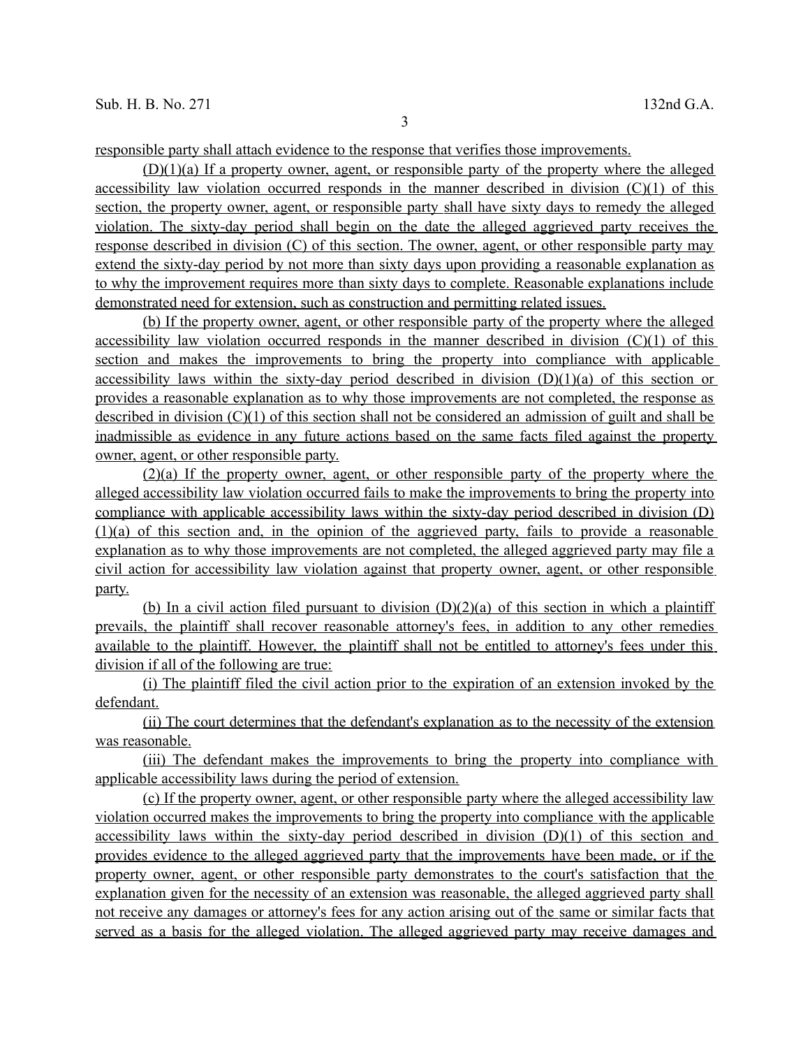responsible party shall attach evidence to the response that verifies those improvements.

(D)(1)(a) If a property owner, agent, or responsible party of the property where the alleged accessibility law violation occurred responds in the manner described in division (C)(1) of this section, the property owner, agent, or responsible party shall have sixty days to remedy the alleged violation. The sixty-day period shall begin on the date the alleged aggrieved party receives the response described in division (C) of this section. The owner, agent, or other responsible party may extend the sixty-day period by not more than sixty days upon providing a reasonable explanation as to why the improvement requires more than sixty days to complete. Reasonable explanations include demonstrated need for extension, such as construction and permitting related issues.

(b) If the property owner, agent, or other responsible party of the property where the alleged accessibility law violation occurred responds in the manner described in division (C)(1) of this section and makes the improvements to bring the property into compliance with applicable accessibility laws within the sixty-day period described in division (D)(1)(a) of this section or provides a reasonable explanation as to why those improvements are not completed, the response as described in division (C)(1) of this section shall not be considered an admission of guilt and shall be inadmissible as evidence in any future actions based on the same facts filed against the property owner, agent, or other responsible party.

(2)(a) If the property owner, agent, or other responsible party of the property where the alleged accessibility law violation occurred fails to make the improvements to bring the property into compliance with applicable accessibility laws within the sixty-day period described in division (D)(1)(a) of this section and, in the opinion of the aggrieved party, fails to provide a reasonable explanation as to why those improvements are not completed, the alleged aggrieved party may file a civil action for accessibility law violation against that property owner, agent, or other responsible party.

(b) In a civil action filed pursuant to division (D)(2)(a) of this section in which a plaintiff prevails, the plaintiff shall recover reasonable attorney's fees, in addition to any other remedies available to the plaintiff. However, the plaintiff shall not be entitled to attorney's fees under this division if all of the following are true:

(i) The plaintiff filed the civil action prior to the expiration of an extension invoked by the defendant.

(ii) The court determines that the defendant's explanation as to the necessity of the extension was reasonable.

(iii) The defendant makes the improvements to bring the property into compliance with applicable accessibility laws during the period of extension.

(c) If the property owner, agent, or other responsible party where the alleged accessibility law violation occurred makes the improvements to bring the property into compliance with the applicable accessibility laws within the sixty-day period described in division (D)(1) of this section and provides evidence to the alleged aggrieved party that the improvements have been made, or if the property owner, agent, or other responsible party demonstrates to the court's satisfaction that the explanation given for the necessity of an extension was reasonable, the alleged aggrieved party shall not receive any damages or attorney's fees for any action arising out of the same or similar facts that served as a basis for the alleged violation. The alleged aggrieved party may receive damages and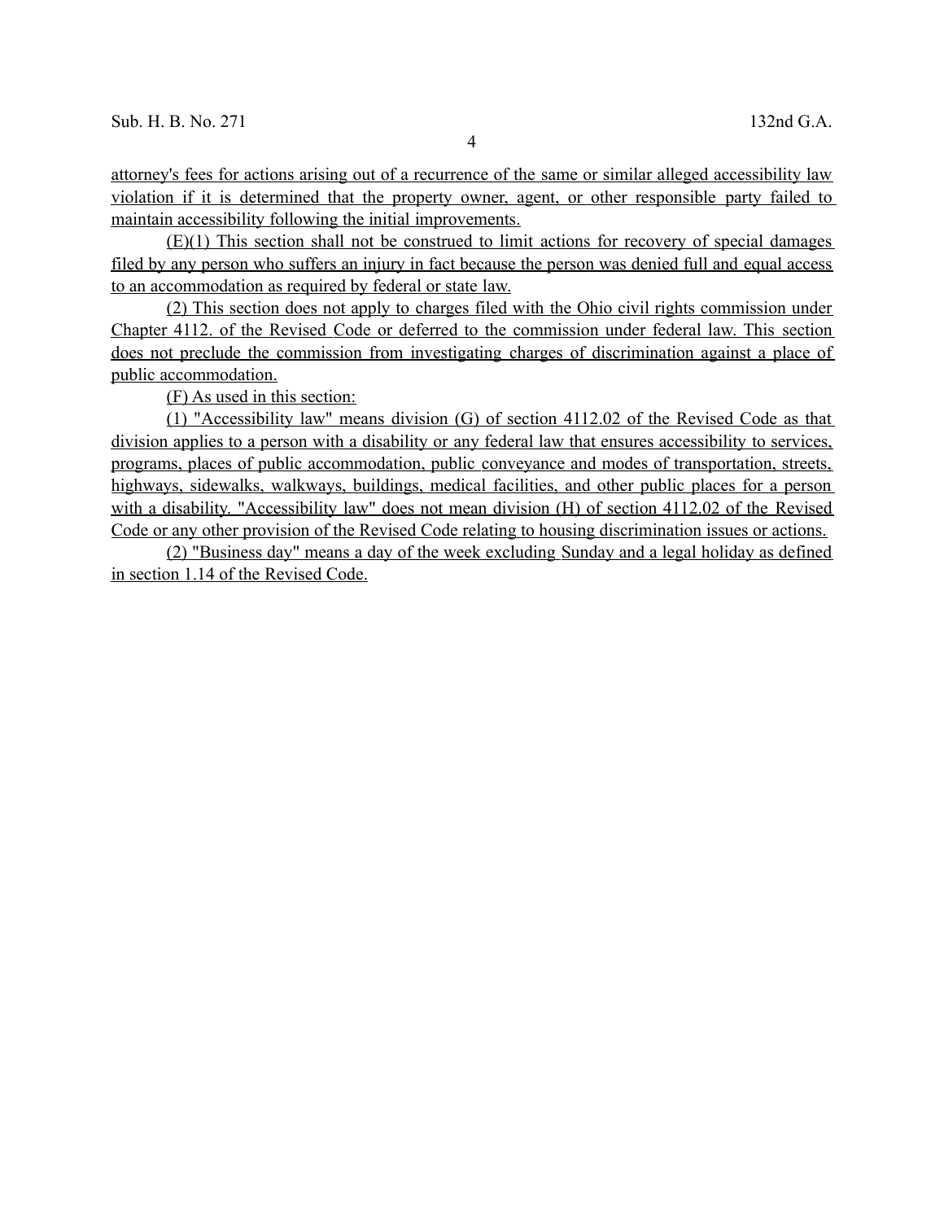attorney's fees for actions arising out of a recurrence of the same or similar alleged accessibility law violation if it is determined that the property owner, agent, or other responsible party failed to maintain accessibility following the initial improvements.

(E)(1) This section shall not be construed to limit actions for recovery of special damages filed by any person who suffers an injury in fact because the person was denied full and equal access to an accommodation as required by federal or state law.

(2) This section does not apply to charges filed with the Ohio civil rights commission under Chapter 4112. of the Revised Code or deferred to the commission under federal law. This section does not preclude the commission from investigating charges of discrimination against a place of public accommodation.

(F) As used in this section:

(1) "Accessibility law" means division (G) of section 4112.02 of the Revised Code as that division applies to a person with a disability or any federal law that ensures accessibility to services, programs, places of public accommodation, public conveyance and modes of transportation, streets, highways, sidewalks, walkways, buildings, medical facilities, and other public places for a person with a disability. "Accessibility law" does not mean division (H) of section 4112.02 of the Revised Code or any other provision of the Revised Code relating to housing discrimination issues or actions.

(2) "Business day" means a day of the week excluding Sunday and a legal holiday as defined in section 1.14 of the Revised Code.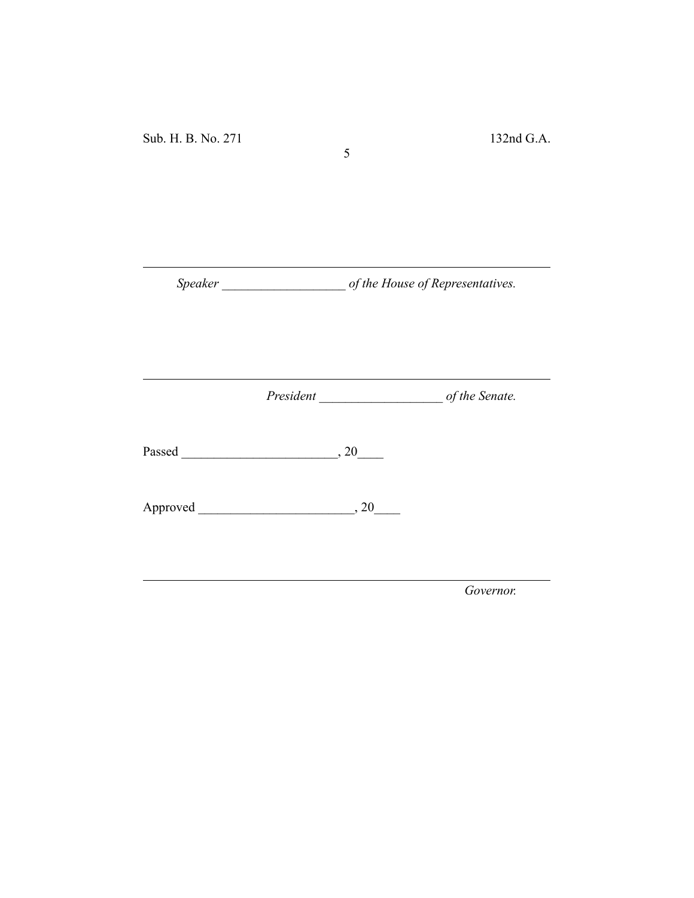______________________________________________________

*Speaker* ___________________ *of the House of Representatives.*

______________________________________________________

*President* ___________________ *of the Senate.*

Passed ________________________, 20____

Approved ________________________, 20____

______________________________________________________

*Governor.*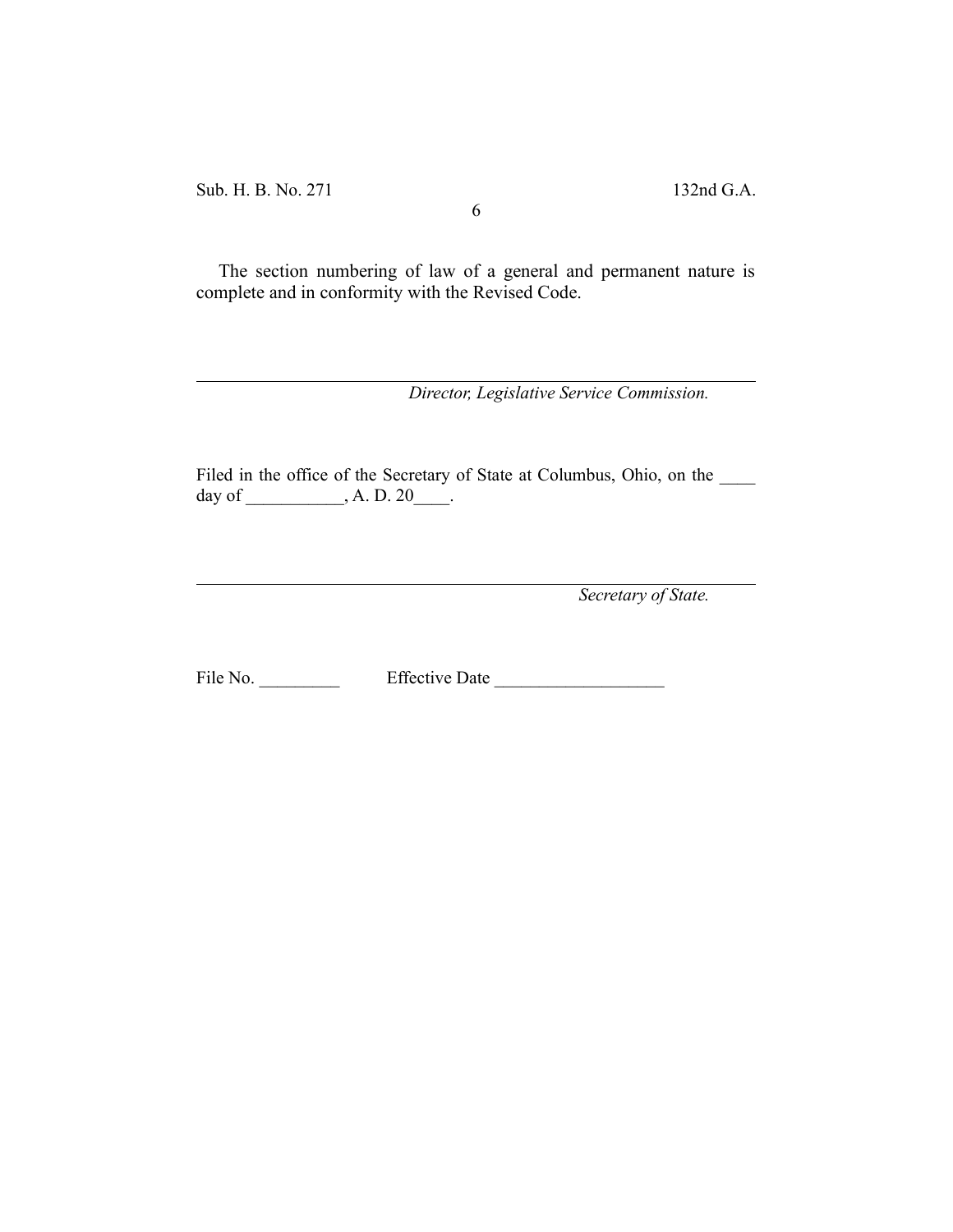The section numbering of law of a general and permanent nature is complete and in conformity with the Revised Code.

\_\_\_\_\_\_\_\_\_\_\_\_\_\_\_\_\_\_\_\_\_\_\_\_\_\_\_\_\_\_\_\_\_\_\_\_\_\_\_\_\_\_\_\_\_\_\_\_\_\_\_\_

*Director, Legislative Service Commission.*

Filed in the office of the Secretary of State at Columbus, Ohio, on the \_\_\_\_ day of \_\_\_\_\_\_\_\_\_\_\_, A. D. 20\_\_\_\_.

\_\_\_\_\_\_\_\_\_\_\_\_\_\_\_\_\_\_\_\_\_\_\_\_\_\_\_\_\_\_\_\_\_\_\_\_\_\_\_\_\_\_\_\_\_\_\_\_\_\_\_\_

*Secretary of State.*

File No. \_\_\_\_\_\_\_\_\_ Effective Date \_\_\_\_\_\_\_\_\_\_\_\_\_\_\_\_\_\_\_